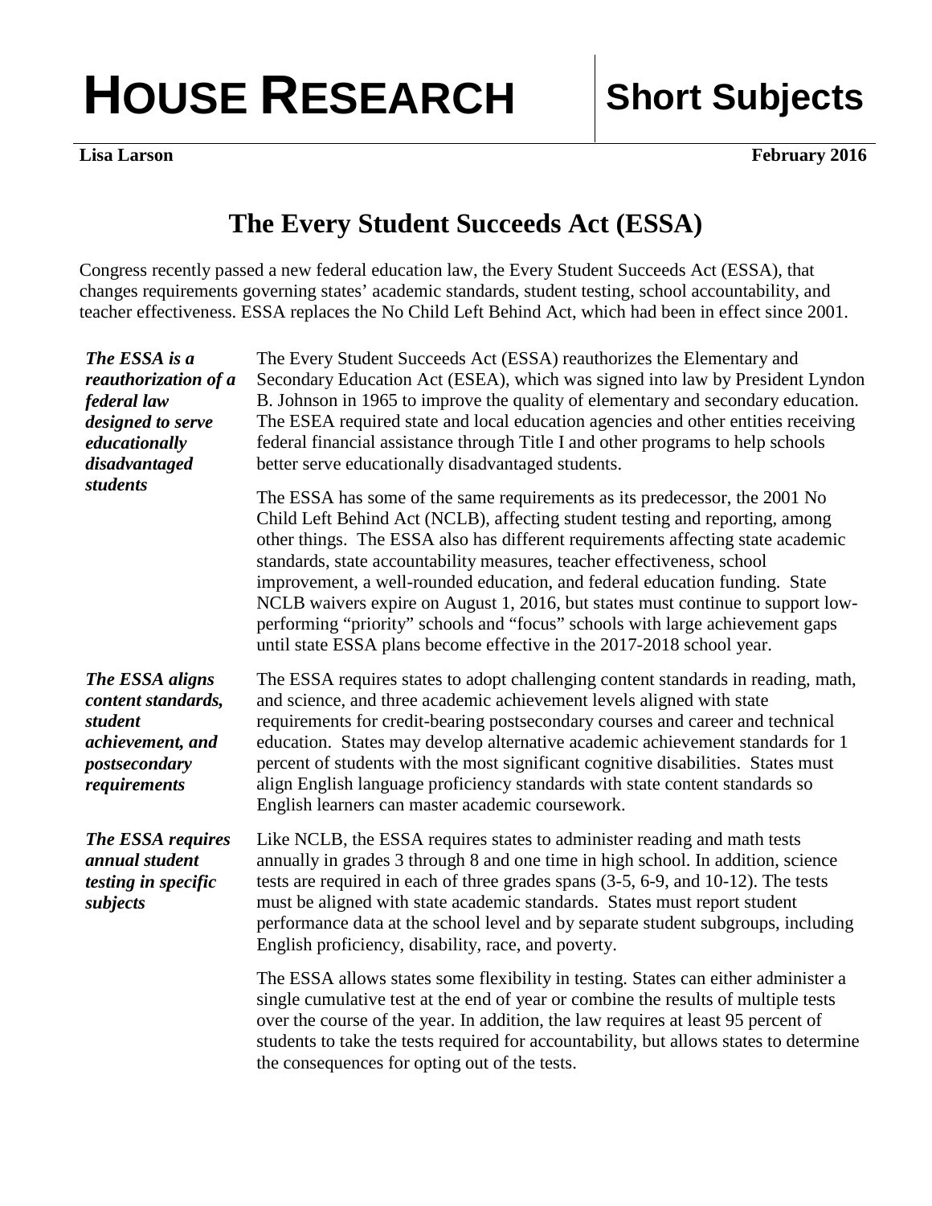# HOUSE RESEARCH | Short Subjects

**Lisa Larson** **February 2016**

## The Every Student Succeeds Act (ESSA)

Congress recently passed a new federal education law, the Every Student Succeeds Act (ESSA), that changes requirements governing states' academic standards, student testing, school accountability, and teacher effectiveness. ESSA replaces the No Child Left Behind Act, which had been in effect since 2001.

***The ESSA is a reauthorization of a federal law designed to serve educationally disadvantaged students***

The Every Student Succeeds Act (ESSA) reauthorizes the Elementary and Secondary Education Act (ESEA), which was signed into law by President Lyndon B. Johnson in 1965 to improve the quality of elementary and secondary education. The ESEA required state and local education agencies and other entities receiving federal financial assistance through Title I and other programs to help schools better serve educationally disadvantaged students.

The ESSA has some of the same requirements as its predecessor, the 2001 No Child Left Behind Act (NCLB), affecting student testing and reporting, among other things. The ESSA also has different requirements affecting state academic standards, state accountability measures, teacher effectiveness, school improvement, a well-rounded education, and federal education funding. State NCLB waivers expire on August 1, 2016, but states must continue to support low-performing "priority" schools and "focus" schools with large achievement gaps until state ESSA plans become effective in the 2017-2018 school year.

***The ESSA aligns content standards, student achievement, and postsecondary requirements***

The ESSA requires states to adopt challenging content standards in reading, math, and science, and three academic achievement levels aligned with state requirements for credit-bearing postsecondary courses and career and technical education. States may develop alternative academic achievement standards for 1 percent of students with the most significant cognitive disabilities. States must align English language proficiency standards with state content standards so English learners can master academic coursework.

***The ESSA requires annual student testing in specific subjects***

Like NCLB, the ESSA requires states to administer reading and math tests annually in grades 3 through 8 and one time in high school. In addition, science tests are required in each of three grades spans (3-5, 6-9, and 10-12). The tests must be aligned with state academic standards. States must report student performance data at the school level and by separate student subgroups, including English proficiency, disability, race, and poverty.

The ESSA allows states some flexibility in testing. States can either administer a single cumulative test at the end of year or combine the results of multiple tests over the course of the year. In addition, the law requires at least 95 percent of students to take the tests required for accountability, but allows states to determine the consequences for opting out of the tests.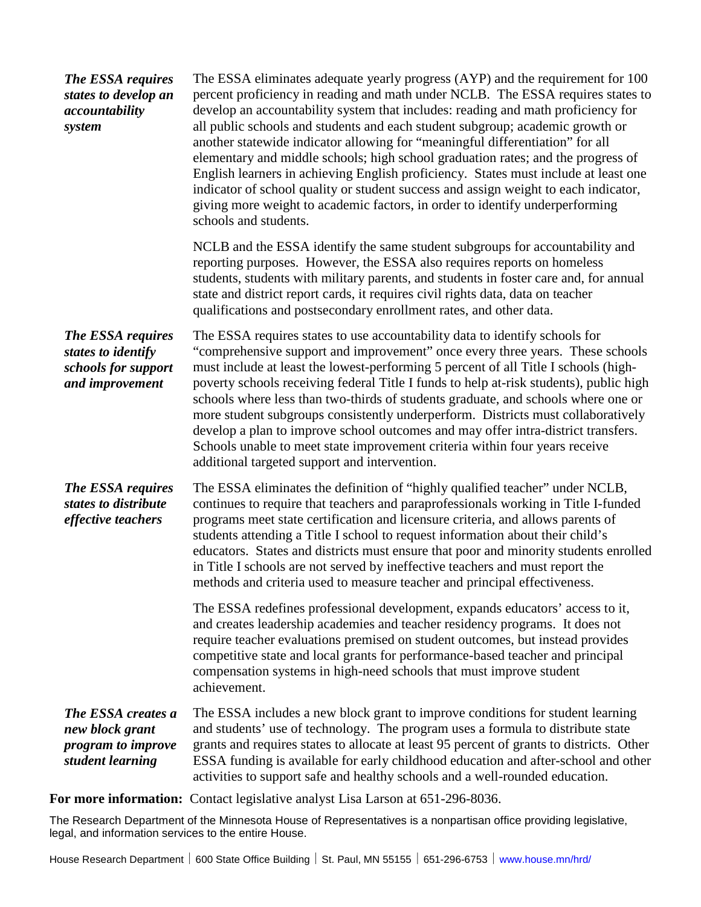*The ESSA requires states to develop an accountability system*

The ESSA eliminates adequate yearly progress (AYP) and the requirement for 100 percent proficiency in reading and math under NCLB. The ESSA requires states to develop an accountability system that includes: reading and math proficiency for all public schools and students and each student subgroup; academic growth or another statewide indicator allowing for "meaningful differentiation" for all elementary and middle schools; high school graduation rates; and the progress of English learners in achieving English proficiency. States must include at least one indicator of school quality or student success and assign weight to each indicator, giving more weight to academic factors, in order to identify underperforming schools and students.

NCLB and the ESSA identify the same student subgroups for accountability and reporting purposes. However, the ESSA also requires reports on homeless students, students with military parents, and students in foster care and, for annual state and district report cards, it requires civil rights data, data on teacher qualifications and postsecondary enrollment rates, and other data.

*The ESSA requires states to identify schools for support and improvement*

The ESSA requires states to use accountability data to identify schools for "comprehensive support and improvement" once every three years. These schools must include at least the lowest-performing 5 percent of all Title I schools (high-poverty schools receiving federal Title I funds to help at-risk students), public high schools where less than two-thirds of students graduate, and schools where one or more student subgroups consistently underperform. Districts must collaboratively develop a plan to improve school outcomes and may offer intra-district transfers. Schools unable to meet state improvement criteria within four years receive additional targeted support and intervention.

*The ESSA requires states to distribute effective teachers*

The ESSA eliminates the definition of "highly qualified teacher" under NCLB, continues to require that teachers and paraprofessionals working in Title I-funded programs meet state certification and licensure criteria, and allows parents of students attending a Title I school to request information about their child's educators. States and districts must ensure that poor and minority students enrolled in Title I schools are not served by ineffective teachers and must report the methods and criteria used to measure teacher and principal effectiveness.

The ESSA redefines professional development, expands educators' access to it, and creates leadership academies and teacher residency programs. It does not require teacher evaluations premised on student outcomes, but instead provides competitive state and local grants for performance-based teacher and principal compensation systems in high-need schools that must improve student achievement.

*The ESSA creates a new block grant program to improve student learning*

The ESSA includes a new block grant to improve conditions for student learning and students' use of technology. The program uses a formula to distribute state grants and requires states to allocate at least 95 percent of grants to districts. Other ESSA funding is available for early childhood education and after-school and other activities to support safe and healthy schools and a well-rounded education.

**For more information:** Contact legislative analyst Lisa Larson at 651-296-8036.

The Research Department of the Minnesota House of Representatives is a nonpartisan office providing legislative, legal, and information services to the entire House.

House Research Department | 600 State Office Building | St. Paul, MN 55155 | 651-296-6753 | www.house.mn/hrd/